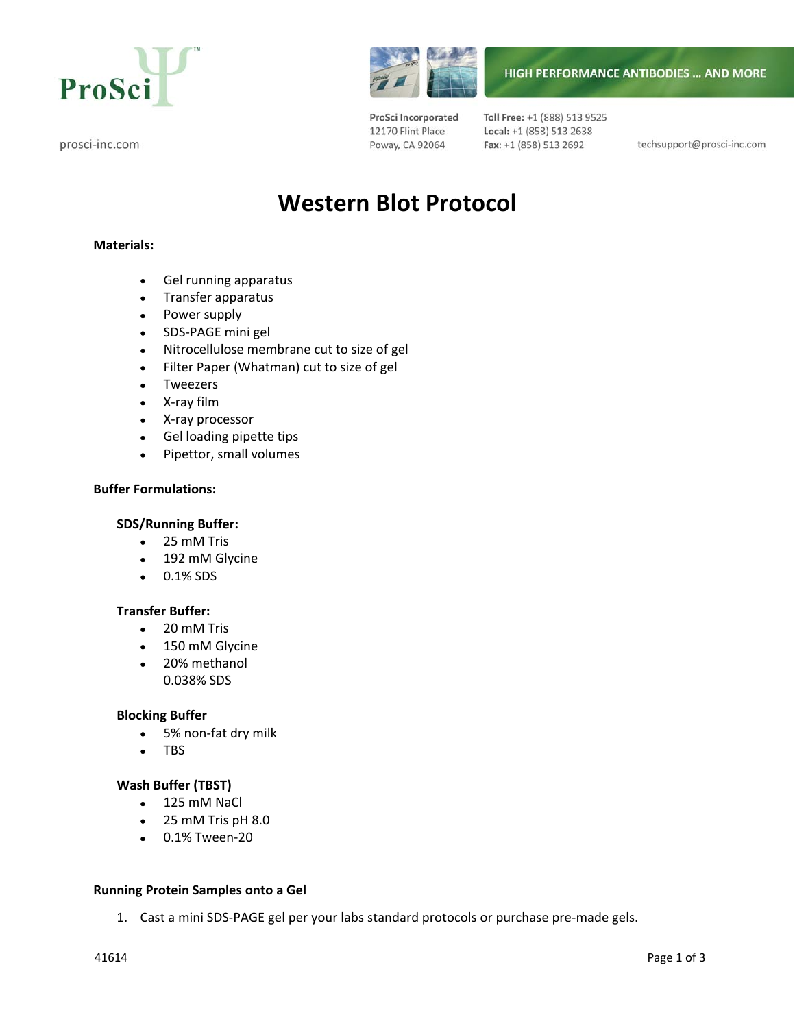ProSci™

prosci-inc.com

HIGH PERFORMANCE ANTIBODIES ... AND MORE

ProSci Incorporated
12170 Flint Place
Poway, CA 92064

**Toll Free:** +1 (888) 513 9525
**Local:** +1 (858) 513 2638
**Fax:** +1 (858) 513 2692

techsupport@prosci-inc.com

# Western Blot Protocol

**Materials:**

- Gel running apparatus
- Transfer apparatus
- Power supply
- SDS-PAGE mini gel
- Nitrocellulose membrane cut to size of gel
- Filter Paper (Whatman) cut to size of gel
- Tweezers
- X-ray film
- X-ray processor
- Gel loading pipette tips
- Pipettor, small volumes

**Buffer Formulations:**

**SDS/Running Buffer:**

- 25 mM Tris
- 192 mM Glycine
- 0.1% SDS

**Transfer Buffer:**

- 20 mM Tris
- 150 mM Glycine
- 20% methanol
  0.038% SDS

**Blocking Buffer**

- 5% non-fat dry milk
- TBS

**Wash Buffer (TBST)**

- 125 mM NaCl
- 25 mM Tris pH 8.0
- 0.1% Tween-20

**Running Protein Samples onto a Gel**

1. Cast a mini SDS-PAGE gel per your labs standard protocols or purchase pre-made gels.

41614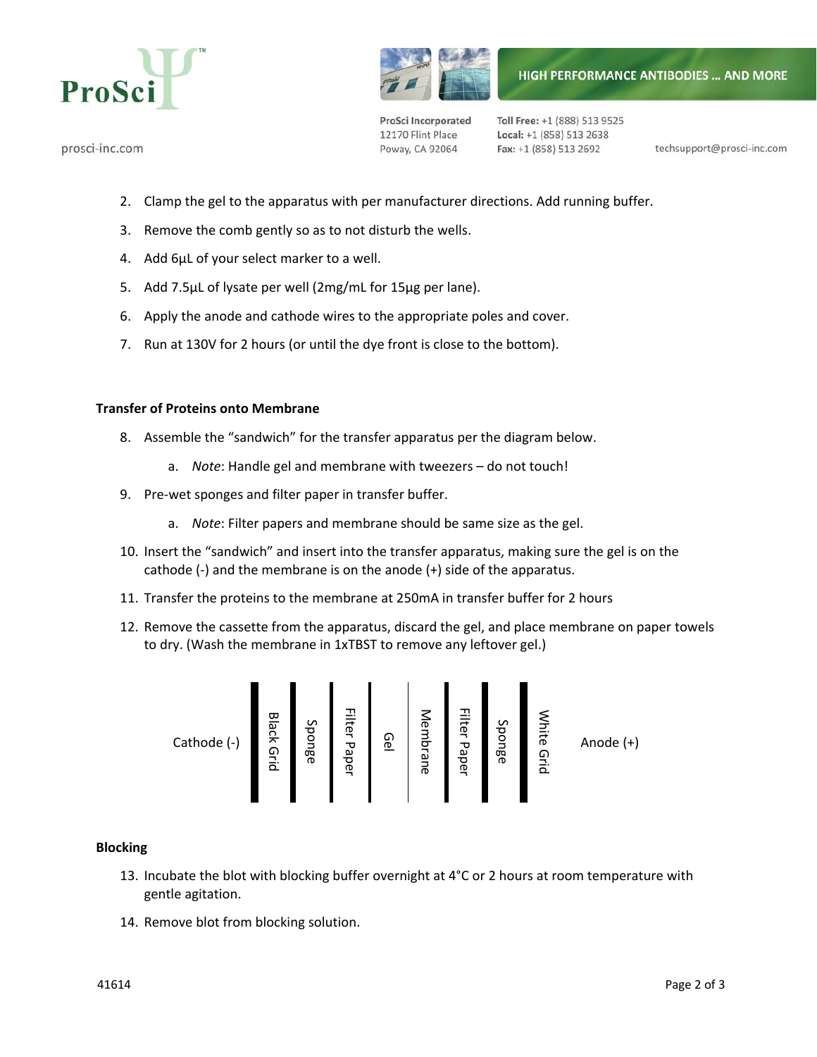2. Clamp the gel to the apparatus with per manufacturer directions. Add running buffer.
3. Remove the comb gently so as to not disturb the wells.
4. Add 6µL of your select marker to a well.
5. Add 7.5µL of lysate per well (2mg/mL for 15µg per lane).
6. Apply the anode and cathode wires to the appropriate poles and cover.
7. Run at 130V for 2 hours (or until the dye front is close to the bottom).

**Transfer of Proteins onto Membrane**

8. Assemble the "sandwich" for the transfer apparatus per the diagram below.
   a. *Note*: Handle gel and membrane with tweezers – do not touch!
9. Pre-wet sponges and filter paper in transfer buffer.
   a. *Note*: Filter papers and membrane should be same size as the gel.
10. Insert the "sandwich" and insert into the transfer apparatus, making sure the gel is on the cathode (-) and the membrane is on the anode (+) side of the apparatus.
11. Transfer the proteins to the membrane at 250mA in transfer buffer for 2 hours
12. Remove the cassette from the apparatus, discard the gel, and place membrane on paper towels to dry. (Wash the membrane in 1xTBST to remove any leftover gel.)

Cathode (-) | Black Grid | Sponge | Filter Paper | Gel | Membrane | Filter Paper | Sponge | White Grid | Anode (+)

**Blocking**

13. Incubate the blot with blocking buffer overnight at 4°C or 2 hours at room temperature with gentle agitation.
14. Remove blot from blocking solution.

41614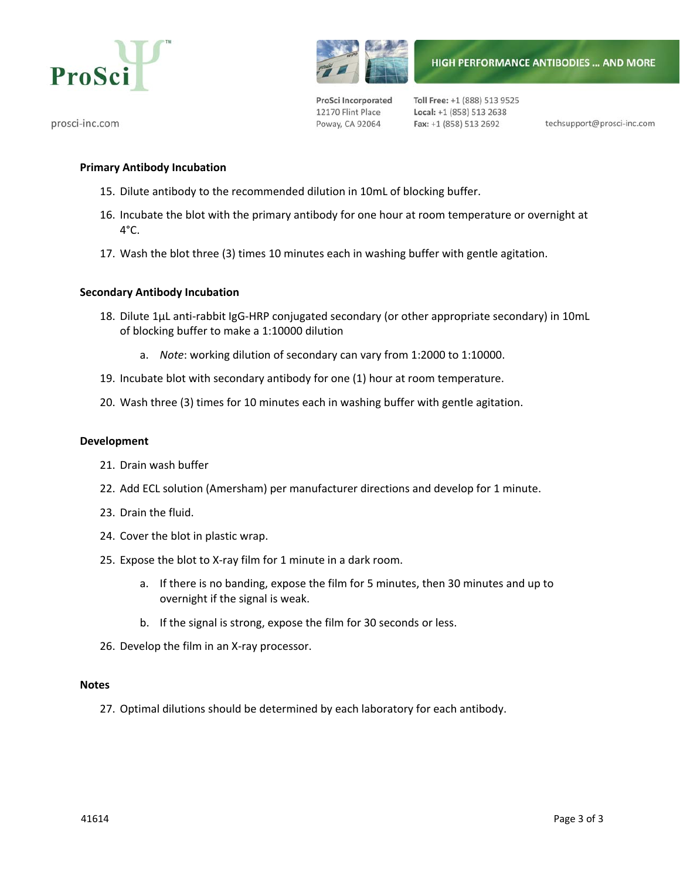### Primary Antibody Incubation

15. Dilute antibody to the recommended dilution in 10mL of blocking buffer.
16. Incubate the blot with the primary antibody for one hour at room temperature or overnight at 4°C.
17. Wash the blot three (3) times 10 minutes each in washing buffer with gentle agitation.

### Secondary Antibody Incubation

18. Dilute 1μL anti-rabbit IgG-HRP conjugated secondary (or other appropriate secondary) in 10mL of blocking buffer to make a 1:10000 dilution
    a. *Note*: working dilution of secondary can vary from 1:2000 to 1:10000.
19. Incubate blot with secondary antibody for one (1) hour at room temperature.
20. Wash three (3) times for 10 minutes each in washing buffer with gentle agitation.

### Development

21. Drain wash buffer
22. Add ECL solution (Amersham) per manufacturer directions and develop for 1 minute.
23. Drain the fluid.
24. Cover the blot in plastic wrap.
25. Expose the blot to X-ray film for 1 minute in a dark room.
    a. If there is no banding, expose the film for 5 minutes, then 30 minutes and up to overnight if the signal is weak.
    b. If the signal is strong, expose the film for 30 seconds or less.
26. Develop the film in an X-ray processor.

### Notes

27. Optimal dilutions should be determined by each laboratory for each antibody.

41614